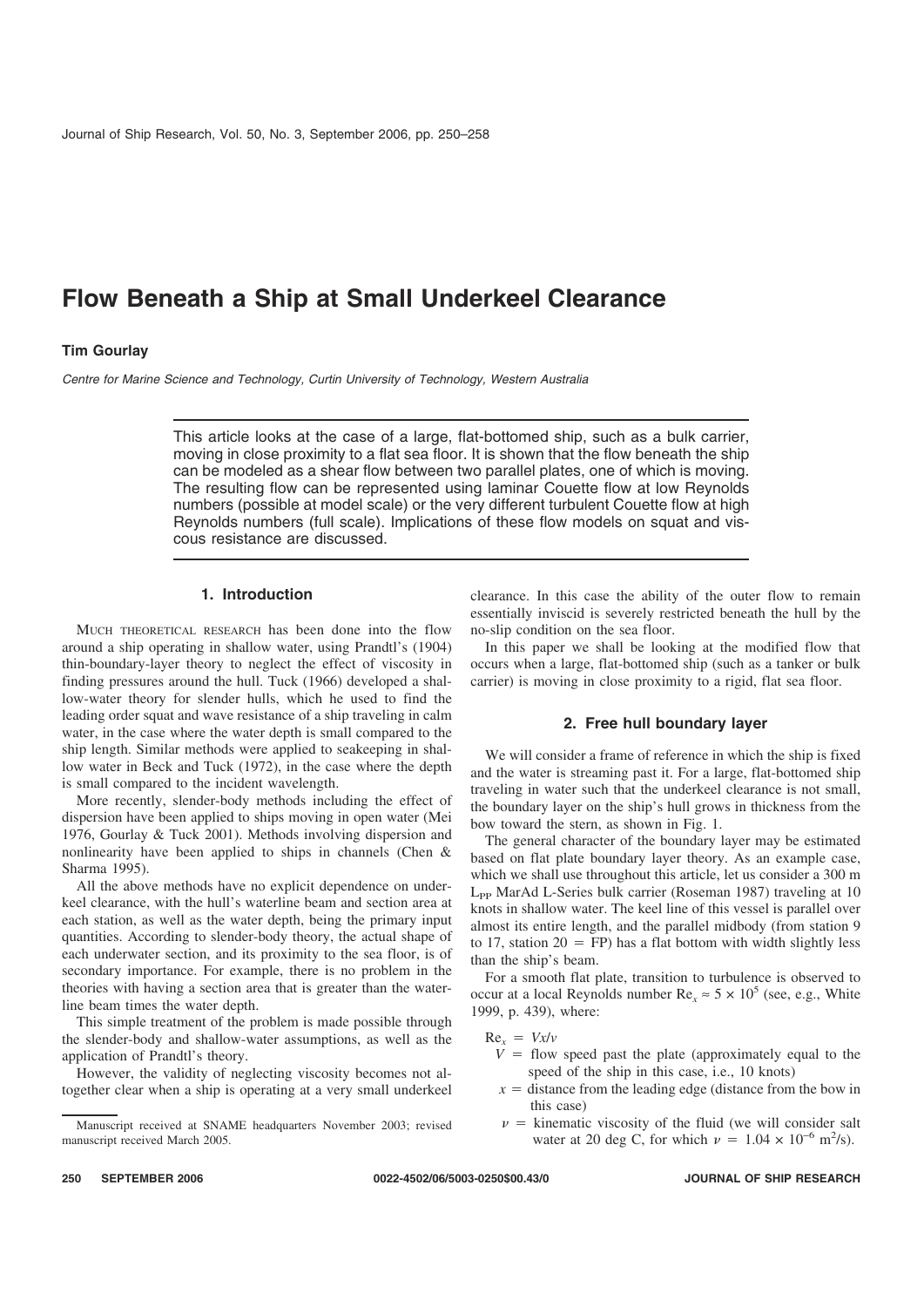# Flow Beneath a Ship at Small Underkeel Clearance

**Tim Gourlay**

*Centre for Marine Science and Technology, Curtin University of Technology, Western Australia*

This article looks at the case of a large, flat-bottomed ship, such as a bulk carrier, moving in close proximity to a flat sea floor. It is shown that the flow beneath the ship can be modeled as a shear flow between two parallel plates, one of which is moving. The resulting flow can be represented using laminar Couette flow at low Reynolds numbers (possible at model scale) or the very different turbulent Couette flow at high Reynolds numbers (full scale). Implications of these flow models on squat and viscous resistance are discussed.

## 1. Introduction

MUCH THEORETICAL RESEARCH has been done into the flow around a ship operating in shallow water, using Prandtl's (1904) thin-boundary-layer theory to neglect the effect of viscosity in finding pressures around the hull. Tuck (1966) developed a shallow-water theory for slender hulls, which he used to find the leading order squat and wave resistance of a ship traveling in calm water, in the case where the water depth is small compared to the ship length. Similar methods were applied to seakeeping in shallow water in Beck and Tuck (1972), in the case where the depth is small compared to the incident wavelength.

More recently, slender-body methods including the effect of dispersion have been applied to ships moving in open water (Mei 1976, Gourlay & Tuck 2001). Methods involving dispersion and nonlinearity have been applied to ships in channels (Chen & Sharma 1995).

All the above methods have no explicit dependence on underkeel clearance, with the hull's waterline beam and section area at each station, as well as the water depth, being the primary input quantities. According to slender-body theory, the actual shape of each underwater section, and its proximity to the sea floor, is of secondary importance. For example, there is no problem in the theories with having a section area that is greater than the waterline beam times the water depth.

This simple treatment of the problem is made possible through the slender-body and shallow-water assumptions, as well as the application of Prandtl's theory.

However, the validity of neglecting viscosity becomes not altogether clear when a ship is operating at a very small underkeel clearance. In this case the ability of the outer flow to remain essentially inviscid is severely restricted beneath the hull by the no-slip condition on the sea floor.

In this paper we shall be looking at the modified flow that occurs when a large, flat-bottomed ship (such as a tanker or bulk carrier) is moving in close proximity to a rigid, flat sea floor.

## 2. Free hull boundary layer

We will consider a frame of reference in which the ship is fixed and the water is streaming past it. For a large, flat-bottomed ship traveling in water such that the underkeel clearance is not small, the boundary layer on the ship's hull grows in thickness from the bow toward the stern, as shown in Fig. 1.

The general character of the boundary layer may be estimated based on flat plate boundary layer theory. As an example case, which we shall use throughout this article, let us consider a 300 m $L_{PP}$ MarAd L-Series bulk carrier (Roseman 1987) traveling at 10 knots in shallow water. The keel line of this vessel is parallel over almost its entire length, and the parallel midbody (from station 9 to 17, station 20 = FP) has a flat bottom with width slightly less than the ship's beam.

For a smooth flat plate, transition to turbulence is observed to occur at a local Reynolds number $\mathrm{Re}_x \approx 5 \times 10^5$ (see, e.g., White 1999, p. 439), where:

$\mathrm{Re}_x = Vx/\nu$

- $V$ = flow speed past the plate (approximately equal to the speed of the ship in this case, i.e., 10 knots)
- $x$ = distance from the leading edge (distance from the bow in this case)
- $\nu$ = kinematic viscosity of the fluid (we will consider salt water at 20 deg C, for which $\nu = 1.04 \times 10^{-6}$ m²/s).

Manuscript received at SNAME headquarters November 2003; revised manuscript received March 2005.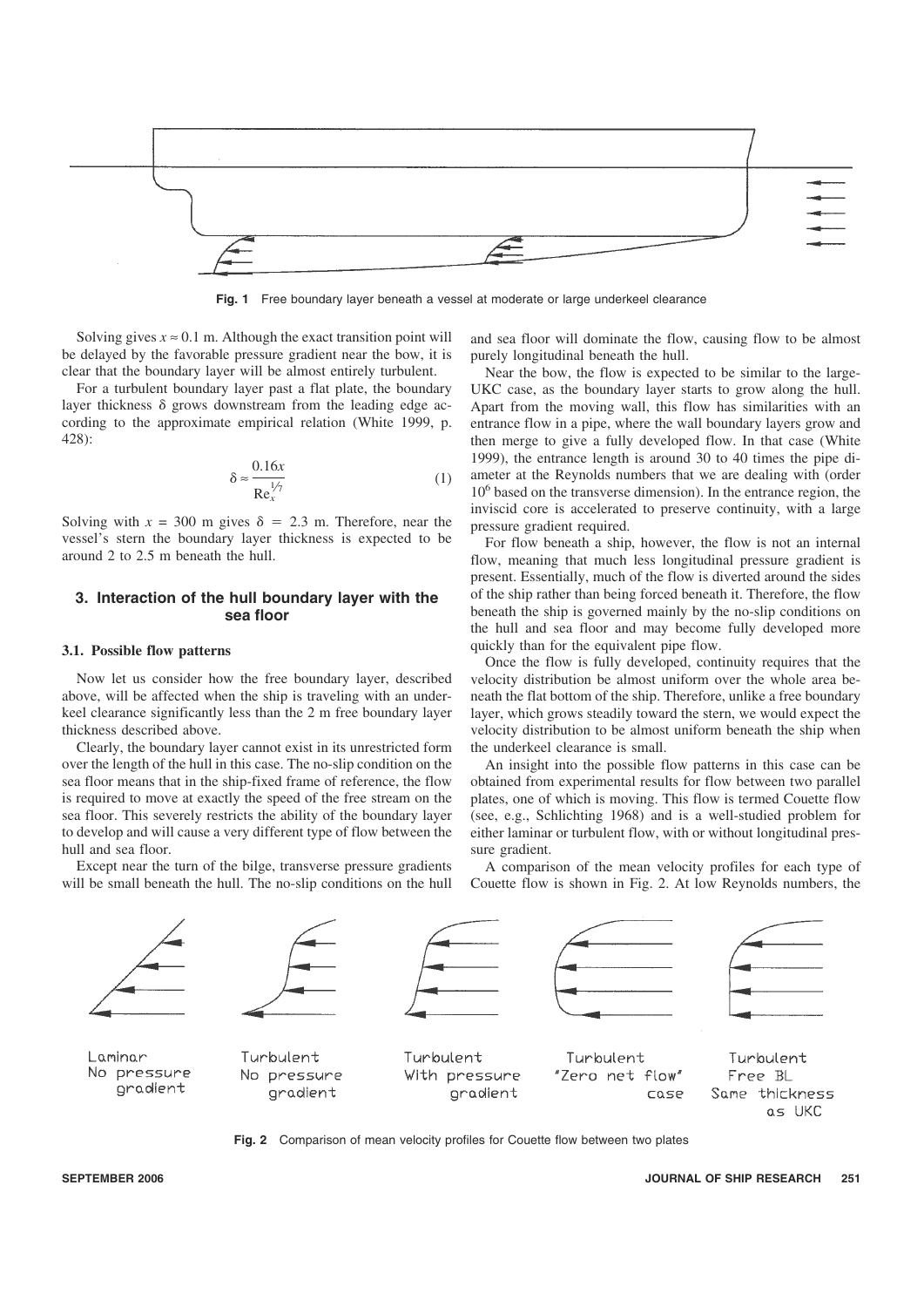**Fig. 1** Free boundary layer beneath a vessel at moderate or large underkeel clearance

Solving gives $x \approx 0.1$ m. Although the exact transition point will be delayed by the favorable pressure gradient near the bow, it is clear that the boundary layer will be almost entirely turbulent.

For a turbulent boundary layer past a flat plate, the boundary layer thickness $\delta$ grows downstream from the leading edge according to the approximate empirical relation (White 1999, p. 428):

$$\delta \approx \frac{0.16x}{\mathrm{Re}_x^{1/7}} \tag{1}$$

Solving with $x = 300$ m gives $\delta = 2.3$ m. Therefore, near the vessel's stern the boundary layer thickness is expected to be around 2 to 2.5 m beneath the hull.

## 3. Interaction of the hull boundary layer with the sea floor

### 3.1. Possible flow patterns

Now let us consider how the free boundary layer, described above, will be affected when the ship is traveling with an underkeel clearance significantly less than the 2 m free boundary layer thickness described above.

Clearly, the boundary layer cannot exist in its unrestricted form over the length of the hull in this case. The no-slip condition on the sea floor means that in the ship-fixed frame of reference, the flow is required to move at exactly the speed of the free stream on the sea floor. This severely restricts the ability of the boundary layer to develop and will cause a very different type of flow between the hull and sea floor.

Except near the turn of the bilge, transverse pressure gradients will be small beneath the hull. The no-slip conditions on the hull and sea floor will dominate the flow, causing flow to be almost purely longitudinal beneath the hull.

Near the bow, the flow is expected to be similar to the large-UKC case, as the boundary layer starts to grow along the hull. Apart from the moving wall, this flow has similarities with an entrance flow in a pipe, where the wall boundary layers grow and then merge to give a fully developed flow. In that case (White 1999), the entrance length is around 30 to 40 times the pipe diameter at the Reynolds numbers that we are dealing with (order $10^6$ based on the transverse dimension). In the entrance region, the inviscid core is accelerated to preserve continuity, with a large pressure gradient required.

For flow beneath a ship, however, the flow is not an internal flow, meaning that much less longitudinal pressure gradient is present. Essentially, much of the flow is diverted around the sides of the ship rather than being forced beneath it. Therefore, the flow beneath the ship is governed mainly by the no-slip conditions on the hull and sea floor and may become fully developed more quickly than for the equivalent pipe flow.

Once the flow is fully developed, continuity requires that the velocity distribution be almost uniform over the whole area beneath the flat bottom of the ship. Therefore, unlike a free boundary layer, which grows steadily toward the stern, we would expect the velocity distribution to be almost uniform beneath the ship when the underkeel clearance is small.

An insight into the possible flow patterns in this case can be obtained from experimental results for flow between two parallel plates, one of which is moving. This flow is termed Couette flow (see, e.g., Schlichting 1968) and is a well-studied problem for either laminar or turbulent flow, with or without longitudinal pressure gradient.

A comparison of the mean velocity profiles for each type of Couette flow is shown in Fig. 2. At low Reynolds numbers, the

Laminar No pressure gradient — Turbulent No pressure gradient — Turbulent With pressure gradient — Turbulent "Zero net flow" case — Turbulent Free BL Same thickness as UKC

**Fig. 2** Comparison of mean velocity profiles for Couette flow between two plates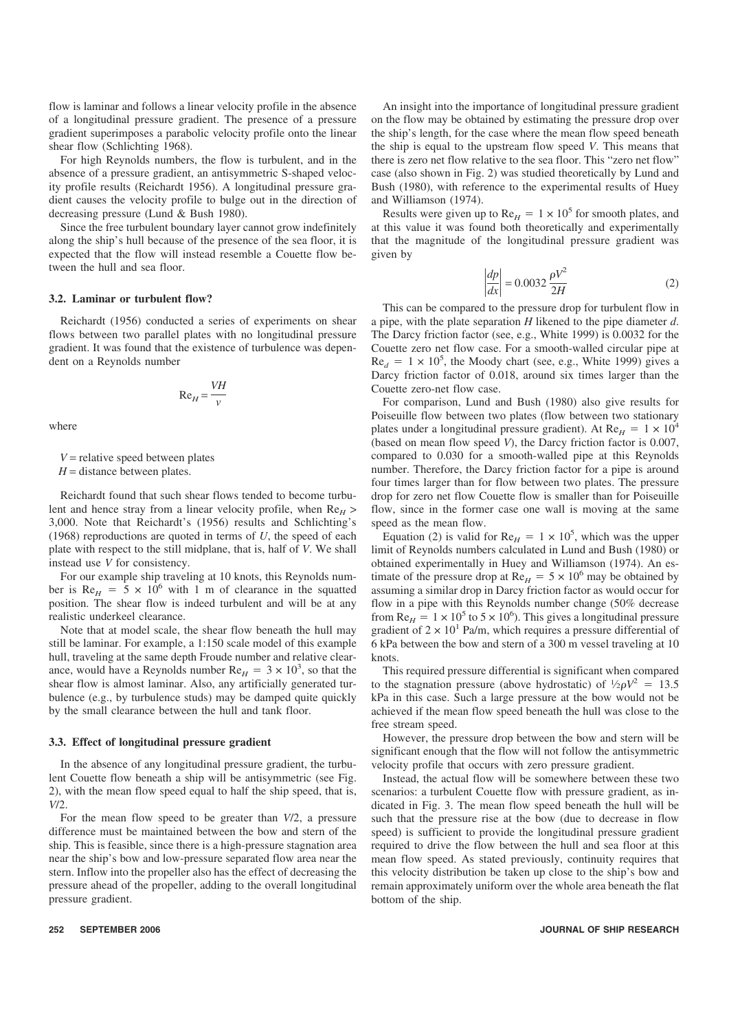flow is laminar and follows a linear velocity profile in the absence of a longitudinal pressure gradient. The presence of a pressure gradient superimposes a parabolic velocity profile onto the linear shear flow (Schlichting 1968).

For high Reynolds numbers, the flow is turbulent, and in the absence of a pressure gradient, an antisymmetric S-shaped velocity profile results (Reichardt 1956). A longitudinal pressure gradient causes the velocity profile to bulge out in the direction of decreasing pressure (Lund & Bush 1980).

Since the free turbulent boundary layer cannot grow indefinitely along the ship's hull because of the presence of the sea floor, it is expected that the flow will instead resemble a Couette flow between the hull and sea floor.

### 3.2. Laminar or turbulent flow?

Reichardt (1956) conducted a series of experiments on shear flows between two parallel plates with no longitudinal pressure gradient. It was found that the existence of turbulence was dependent on a Reynolds number

$$\mathrm{Re}_H = \frac{VH}{\nu}$$

where

$V$ = relative speed between plates
$H$ = distance between plates.

Reichardt found that such shear flows tended to become turbulent and hence stray from a linear velocity profile, when $\mathrm{Re}_H >$ 3,000. Note that Reichardt's (1956) results and Schlichting's (1968) reproductions are quoted in terms of $U$, the speed of each plate with respect to the still midplane, that is, half of $V$. We shall instead use $V$ for consistency.

For our example ship traveling at 10 knots, this Reynolds number is $\mathrm{Re}_H = 5 \times 10^6$ with 1 m of clearance in the squatted position. The shear flow is indeed turbulent and will be at any realistic underkeel clearance.

Note that at model scale, the shear flow beneath the hull may still be laminar. For example, a 1:150 scale model of this example hull, traveling at the same depth Froude number and relative clearance, would have a Reynolds number $\mathrm{Re}_H = 3 \times 10^3$, so that the shear flow is almost laminar. Also, any artificially generated turbulence (e.g., by turbulence studs) may be damped quite quickly by the small clearance between the hull and tank floor.

### 3.3. Effect of longitudinal pressure gradient

In the absence of any longitudinal pressure gradient, the turbulent Couette flow beneath a ship will be antisymmetric (see Fig. 2), with the mean flow speed equal to half the ship speed, that is, $V/2$.

For the mean flow speed to be greater than $V/2$, a pressure difference must be maintained between the bow and stern of the ship. This is feasible, since there is a high-pressure stagnation area near the ship's bow and low-pressure separated flow area near the stern. Inflow into the propeller also has the effect of decreasing the pressure ahead of the propeller, adding to the overall longitudinal pressure gradient.

An insight into the importance of longitudinal pressure gradient on the flow may be obtained by estimating the pressure drop over the ship's length, for the case where the mean flow speed beneath the ship is equal to the upstream flow speed $V$. This means that there is zero net flow relative to the sea floor. This "zero net flow" case (also shown in Fig. 2) was studied theoretically by Lund and Bush (1980), with reference to the experimental results of Huey and Williamson (1974).

Results were given up to $\mathrm{Re}_H = 1 \times 10^5$ for smooth plates, and at this value it was found both theoretically and experimentally that the magnitude of the longitudinal pressure gradient was given by

$$\left|\frac{dp}{dx}\right| = 0.0032\,\frac{\rho V^2}{2H} \tag{2}$$

This can be compared to the pressure drop for turbulent flow in a pipe, with the plate separation $H$ likened to the pipe diameter $d$. The Darcy friction factor (see, e.g., White 1999) is 0.0032 for the Couette zero net flow case. For a smooth-walled circular pipe at $\mathrm{Re}_d = 1 \times 10^5$, the Moody chart (see, e.g., White 1999) gives a Darcy friction factor of 0.018, around six times larger than the Couette zero-net flow case.

For comparison, Lund and Bush (1980) also give results for Poiseuille flow between two plates (flow between two stationary plates under a longitudinal pressure gradient). At $\mathrm{Re}_H = 1 \times 10^4$ (based on mean flow speed $V$), the Darcy friction factor is 0.007, compared to 0.030 for a smooth-walled pipe at this Reynolds number. Therefore, the Darcy friction factor for a pipe is around four times larger than for flow between two plates. The pressure drop for zero net flow Couette flow is smaller than for Poiseuille flow, since in the former case one wall is moving at the same speed as the mean flow.

Equation (2) is valid for $\mathrm{Re}_H = 1 \times 10^5$, which was the upper limit of Reynolds numbers calculated in Lund and Bush (1980) or obtained experimentally in Huey and Williamson (1974). An estimate of the pressure drop at $\mathrm{Re}_H = 5 \times 10^6$ may be obtained by assuming a similar drop in Darcy friction factor as would occur for flow in a pipe with this Reynolds number change (50% decrease from $\mathrm{Re}_H = 1 \times 10^5$ to $5 \times 10^6$). This gives a longitudinal pressure gradient of $2 \times 10^1$ Pa/m, which requires a pressure differential of 6 kPa between the bow and stern of a 300 m vessel traveling at 10 knots.

This required pressure differential is significant when compared to the stagnation pressure (above hydrostatic) of $\frac{1}{2}\rho V^2 = 13.5$ kPa in this case. Such a large pressure at the bow would not be achieved if the mean flow speed beneath the hull was close to the free stream speed.

However, the pressure drop between the bow and stern will be significant enough that the flow will not follow the antisymmetric velocity profile that occurs with zero pressure gradient.

Instead, the actual flow will be somewhere between these two scenarios: a turbulent Couette flow with pressure gradient, as indicated in Fig. 3. The mean flow speed beneath the hull will be such that the pressure rise at the bow (due to decrease in flow speed) is sufficient to provide the longitudinal pressure gradient required to drive the flow between the hull and sea floor at this mean flow speed. As stated previously, continuity requires that this velocity distribution be taken up close to the ship's bow and remain approximately uniform over the whole area beneath the flat bottom of the ship.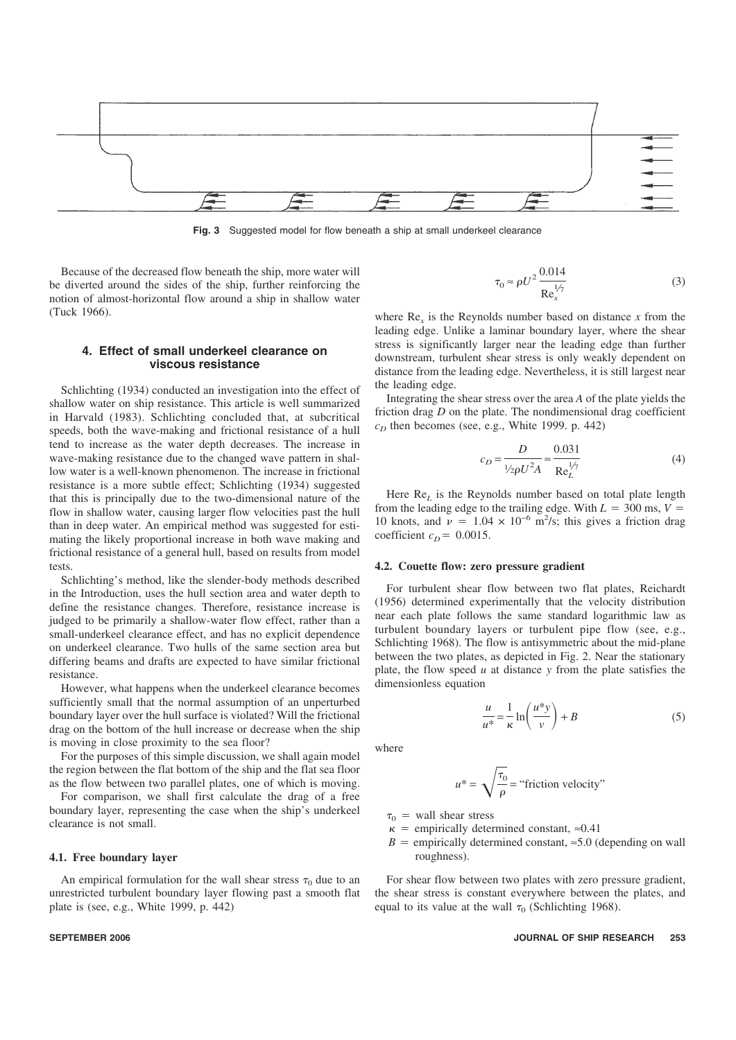Fig. 3 Suggested model for flow beneath a ship at small underkeel clearance

Because of the decreased flow beneath the ship, more water will be diverted around the sides of the ship, further reinforcing the notion of almost-horizontal flow around a ship in shallow water (Tuck 1966).

## 4. Effect of small underkeel clearance on viscous resistance

Schlichting (1934) conducted an investigation into the effect of shallow water on ship resistance. This article is well summarized in Harvald (1983). Schlichting concluded that, at subcritical speeds, both the wave-making and frictional resistance of a hull tend to increase as the water depth decreases. The increase in wave-making resistance due to the changed wave pattern in shallow water is a well-known phenomenon. The increase in frictional resistance is a more subtle effect; Schlichting (1934) suggested that this is principally due to the two-dimensional nature of the flow in shallow water, causing larger flow velocities past the hull than in deep water. An empirical method was suggested for estimating the likely proportional increase in both wave making and frictional resistance of a general hull, based on results from model tests.

Schlichting's method, like the slender-body methods described in the Introduction, uses the hull section area and water depth to define the resistance changes. Therefore, resistance increase is judged to be primarily a shallow-water flow effect, rather than a small-underkeel clearance effect, and has no explicit dependence on underkeel clearance. Two hulls of the same section area but differing beams and drafts are expected to have similar frictional resistance.

However, what happens when the underkeel clearance becomes sufficiently small that the normal assumption of an unperturbed boundary layer over the hull surface is violated? Will the frictional drag on the bottom of the hull increase or decrease when the ship is moving in close proximity to the sea floor?

For the purposes of this simple discussion, we shall again model the region between the flat bottom of the ship and the flat sea floor as the flow between two parallel plates, one of which is moving.

For comparison, we shall first calculate the drag of a free boundary layer, representing the case when the ship's underkeel clearance is not small.

### 4.1. Free boundary layer

An empirical formulation for the wall shear stress $\tau_0$ due to an unrestricted turbulent boundary layer flowing past a smooth flat plate is (see, e.g., White 1999, p. 442)

$$\tau_0 \approx \rho U^2 \frac{0.014}{\mathrm{Re}_x^{1/7}} \tag{3}$$

where $\mathrm{Re}_x$ is the Reynolds number based on distance $x$ from the leading edge. Unlike a laminar boundary layer, where the shear stress is significantly larger near the leading edge than further downstream, turbulent shear stress is only weakly dependent on distance from the leading edge. Nevertheless, it is still largest near the leading edge.

Integrating the shear stress over the area $A$ of the plate yields the friction drag $D$ on the plate. The nondimensional drag coefficient $c_D$ then becomes (see, e.g., White 1999. p. 442)

$$c_D = \frac{D}{\frac{1}{2}\rho U^2 A} \approx \frac{0.031}{\mathrm{Re}_L^{1/7}} \tag{4}$$

Here $\mathrm{Re}_L$ is the Reynolds number based on total plate length from the leading edge to the trailing edge. With $L = 300$ ms, $V = 10$ knots, and $\nu = 1.04 \times 10^{-6}$ m$^2$/s; this gives a friction drag coefficient $c_D = 0.0015$.

### 4.2. Couette flow: zero pressure gradient

For turbulent shear flow between two flat plates, Reichardt (1956) determined experimentally that the velocity distribution near each plate follows the same standard logarithmic law as turbulent boundary layers or turbulent pipe flow (see, e.g., Schlichting 1968). The flow is antisymmetric about the mid-plane between the two plates, as depicted in Fig. 2. Near the stationary plate, the flow speed $u$ at distance $y$ from the plate satisfies the dimensionless equation

$$\frac{u}{u^*} = \frac{1}{\kappa} \ln\left(\frac{u^* y}{\nu}\right) + B \tag{5}$$

where

$$u^* = \sqrt{\frac{\tau_0}{\rho}} = \text{“friction velocity”}$$

- $\tau_0$ = wall shear stress
- $\kappa$ = empirically determined constant, ≈0.41
- $B$ = empirically determined constant, ≈5.0 (depending on wall roughness).

For shear flow between two plates with zero pressure gradient, the shear stress is constant everywhere between the plates, and equal to its value at the wall $\tau_0$ (Schlichting 1968).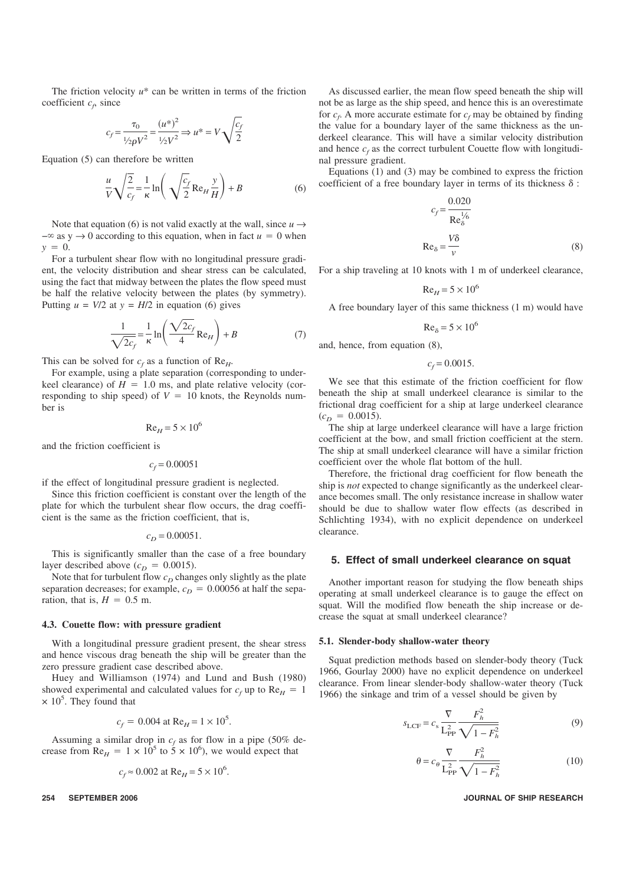The friction velocity $u^*$ can be written in terms of the friction coefficient $c_f$, since

$$c_f = \frac{\tau_0}{\frac{1}{2}\rho V^2} = \frac{(u^*)^2}{\frac{1}{2}V^2} \Rightarrow u^* = V\sqrt{\frac{c_f}{2}}$$

Equation (5) can therefore be written

$$\frac{u}{V}\sqrt{\frac{2}{c_f}} = \frac{1}{\kappa}\ln\left(\sqrt{\frac{c_f}{2}}\mathrm{Re}_H\frac{y}{H}\right) + B \tag{6}$$

Note that equation (6) is not valid exactly at the wall, since $u \to -\infty$ as $y \to 0$ according to this equation, when in fact $u = 0$ when $y = 0$.

For a turbulent shear flow with no longitudinal pressure gradient, the velocity distribution and shear stress can be calculated, using the fact that midway between the plates the flow speed must be half the relative velocity between the plates (by symmetry). Putting $u = V/2$ at $y = H/2$ in equation (6) gives

$$\frac{1}{\sqrt{2c_f}} = \frac{1}{\kappa}\ln\left(\frac{\sqrt{2c_f}}{4}\mathrm{Re}_H\right) + B \tag{7}$$

This can be solved for $c_f$ as a function of $\mathrm{Re}_H$.

For example, using a plate separation (corresponding to underkeel clearance) of $H = 1.0$ ms, and plate relative velocity (corresponding to ship speed) of $V = 10$ knots, the Reynolds number is

$$\mathrm{Re}_H = 5 \times 10^6$$

and the friction coefficient is

$$c_f = 0.00051$$

if the effect of longitudinal pressure gradient is neglected.

Since this friction coefficient is constant over the length of the plate for which the turbulent shear flow occurs, the drag coefficient is the same as the friction coefficient, that is,

$$c_D = 0.00051.$$

This is significantly smaller than the case of a free boundary layer described above ($c_D = 0.0015$).

Note that for turbulent flow $c_D$ changes only slightly as the plate separation decreases; for example, $c_D = 0.00056$ at half the separation, that is, $H = 0.5$ m.

### 4.3. Couette flow: with pressure gradient

With a longitudinal pressure gradient present, the shear stress and hence viscous drag beneath the ship will be greater than the zero pressure gradient case described above.

Huey and Williamson (1974) and Lund and Bush (1980) showed experimental and calculated values for $c_f$ up to $\mathrm{Re}_H = 1 \times 10^5$. They found that

$$c_f = 0.004 \text{ at } \mathrm{Re}_H = 1 \times 10^5.$$

Assuming a similar drop in $c_f$ as for flow in a pipe (50% decrease from $\mathrm{Re}_H = 1 \times 10^5$ to $5 \times 10^6$), we would expect that

$$c_f \approx 0.002 \text{ at } \mathrm{Re}_H = 5 \times 10^6.$$

As discussed earlier, the mean flow speed beneath the ship will not be as large as the ship speed, and hence this is an overestimate for $c_f$. A more accurate estimate for $c_f$ may be obtained by finding the value for a boundary layer of the same thickness as the underkeel clearance. This will have a similar velocity distribution and hence $c_f$ as the correct turbulent Couette flow with longitudinal pressure gradient.

Equations (1) and (3) may be combined to express the friction coefficient of a free boundary layer in terms of its thickness $\delta$ :

$$c_f = \frac{0.020}{\mathrm{Re}_\delta^{1/6}}$$
$$\mathrm{Re}_\delta = \frac{V\delta}{\nu} \tag{8}$$

For a ship traveling at 10 knots with 1 m of underkeel clearance,

$$\mathrm{Re}_H = 5 \times 10^6$$

A free boundary layer of this same thickness (1 m) would have

$$\mathrm{Re}_\delta = 5 \times 10^6$$

and, hence, from equation (8),

$$c_f = 0.0015.$$

We see that this estimate of the friction coefficient for flow beneath the ship at small underkeel clearance is similar to the frictional drag coefficient for a ship at large underkeel clearance ($c_D = 0.0015$).

The ship at large underkeel clearance will have a large friction coefficient at the bow, and small friction coefficient at the stern. The ship at small underkeel clearance will have a similar friction coefficient over the whole flat bottom of the hull.

Therefore, the frictional drag coefficient for flow beneath the ship is *not* expected to change significantly as the underkeel clearance becomes small. The only resistance increase in shallow water should be due to shallow water flow effects (as described in Schlichting 1934), with no explicit dependence on underkeel clearance.

## 5. Effect of small underkeel clearance on squat

Another important reason for studying the flow beneath ships operating at small underkeel clearance is to gauge the effect on squat. Will the modified flow beneath the ship increase or decrease the squat at small underkeel clearance?

### 5.1. Slender-body shallow-water theory

Squat prediction methods based on slender-body theory (Tuck 1966, Gourlay 2000) have no explicit dependence on underkeel clearance. From linear slender-body shallow-water theory (Tuck 1966) the sinkage and trim of a vessel should be given by

$$s_{\mathrm{LCF}} = c_s \frac{\nabla}{L_{\mathrm{PP}}^2}\frac{F_h^2}{\sqrt{1-F_h^2}} \tag{9}$$

$$\theta = c_\theta \frac{\nabla}{L_{\mathrm{PP}}^2}\frac{F_h^2}{\sqrt{1-F_h^2}} \tag{10}$$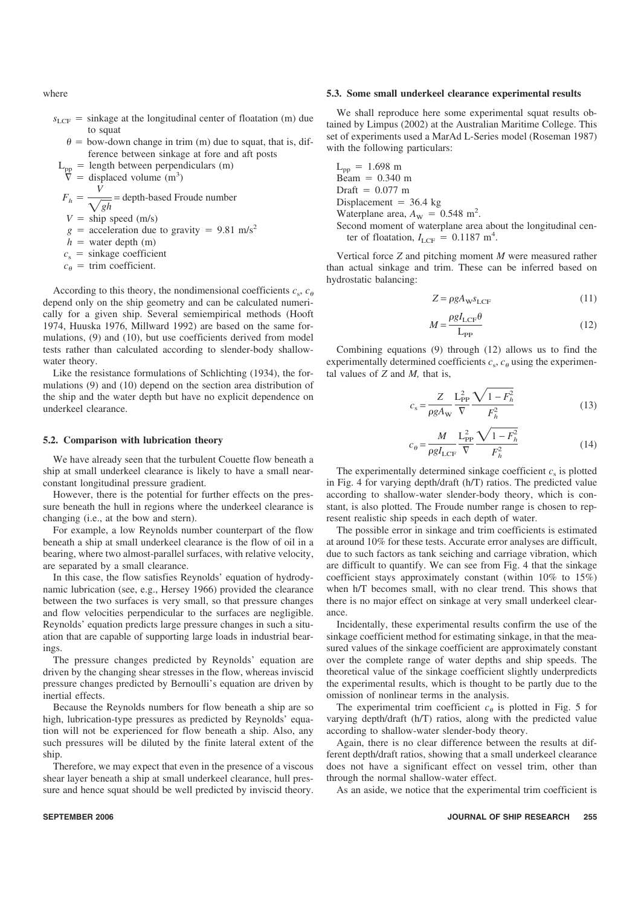where

- $s_{LCF}$ = sinkage at the longitudinal center of floatation (m) due to squat
- $\theta$ = bow-down change in trim (m) due to squat, that is, difference between sinkage at fore and aft posts
- $L_{pp}$ = length between perpendiculars (m)
- $\nabla$ = displaced volume (m$^3$)
- $F_h = \dfrac{V}{\sqrt{gh}}$ = depth-based Froude number
- $V$ = ship speed (m/s)
- $g$ = acceleration due to gravity = 9.81 m/s$^2$
- $h$ = water depth (m)
- $c_s$ = sinkage coefficient
- $c_\theta$ = trim coefficient.

According to this theory, the nondimensional coefficients $c_s$, $c_\theta$ depend only on the ship geometry and can be calculated numerically for a given ship. Several semiempirical methods (Hooft 1974, Huuska 1976, Millward 1992) are based on the same formulations, (9) and (10), but use coefficients derived from model tests rather than calculated according to slender-body shallow-water theory.

Like the resistance formulations of Schlichting (1934), the formulations (9) and (10) depend on the section area distribution of the ship and the water depth but have no explicit dependence on underkeel clearance.

### 5.2. Comparison with lubrication theory

We have already seen that the turbulent Couette flow beneath a ship at small underkeel clearance is likely to have a small near-constant longitudinal pressure gradient.

However, there is the potential for further effects on the pressure beneath the hull in regions where the underkeel clearance is changing (i.e., at the bow and stern).

For example, a low Reynolds number counterpart of the flow beneath a ship at small underkeel clearance is the flow of oil in a bearing, where two almost-parallel surfaces, with relative velocity, are separated by a small clearance.

In this case, the flow satisfies Reynolds' equation of hydrodynamic lubrication (see, e.g., Hersey 1966) provided the clearance between the two surfaces is very small, so that pressure changes and flow velocities perpendicular to the surfaces are negligible. Reynolds' equation predicts large pressure changes in such a situation that are capable of supporting large loads in industrial bearings.

The pressure changes predicted by Reynolds' equation are driven by the changing shear stresses in the flow, whereas inviscid pressure changes predicted by Bernoulli's equation are driven by inertial effects.

Because the Reynolds numbers for flow beneath a ship are so high, lubrication-type pressures as predicted by Reynolds' equation will not be experienced for flow beneath a ship. Also, any such pressures will be diluted by the finite lateral extent of the ship.

Therefore, we may expect that even in the presence of a viscous shear layer beneath a ship at small underkeel clearance, hull pressure and hence squat should be well predicted by inviscid theory.

### 5.3. Some small underkeel clearance experimental results

We shall reproduce here some experimental squat results obtained by Limpus (2002) at the Australian Maritime College. This set of experiments used a MarAd L-Series model (Roseman 1987) with the following particulars:

$L_{pp}$ = 1.698 m
Beam = 0.340 m
Draft = 0.077 m
Displacement = 36.4 kg
Waterplane area, $A_W$ = 0.548 m$^2$.
Second moment of waterplane area about the longitudinal center of floatation, $I_{LCF}$ = 0.1187 m$^4$.

Vertical force $Z$ and pitching moment $M$ were measured rather than actual sinkage and trim. These can be inferred based on hydrostatic balancing:

$$Z = \rho g A_W s_{LCF} \tag{11}$$

$$M = \frac{\rho g I_{LCF} \theta}{L_{PP}} \tag{12}$$

Combining equations (9) through (12) allows us to find the experimentally determined coefficients $c_s$, $c_\theta$ using the experimental values of $Z$ and $M$, that is,

$$c_s = \frac{Z}{\rho g A_W} \frac{L_{PP}^2}{\nabla} \frac{\sqrt{1 - F_h^2}}{F_h^2} \tag{13}$$

$$c_\theta = \frac{M}{\rho g I_{LCF}} \frac{L_{PP}^2}{\nabla} \frac{\sqrt{1 - F_h^2}}{F_h^2} \tag{14}$$

The experimentally determined sinkage coefficient $c_s$ is plotted in Fig. 4 for varying depth/draft (h/T) ratios. The predicted value according to shallow-water slender-body theory, which is constant, is also plotted. The Froude number range is chosen to represent realistic ship speeds in each depth of water.

The possible error in sinkage and trim coefficients is estimated at around 10% for these tests. Accurate error analyses are difficult, due to such factors as tank seiching and carriage vibration, which are difficult to quantify. We can see from Fig. 4 that the sinkage coefficient stays approximately constant (within 10% to 15%) when h/T becomes small, with no clear trend. This shows that there is no major effect on sinkage at very small underkeel clearance.

Incidentally, these experimental results confirm the use of the sinkage coefficient method for estimating sinkage, in that the measured values of the sinkage coefficient are approximately constant over the complete range of water depths and ship speeds. The theoretical value of the sinkage coefficient slightly underpredicts the experimental results, which is thought to be partly due to the omission of nonlinear terms in the analysis.

The experimental trim coefficient $c_\theta$ is plotted in Fig. 5 for varying depth/draft (h/T) ratios, along with the predicted value according to shallow-water slender-body theory.

Again, there is no clear difference between the results at different depth/draft ratios, showing that a small underkeel clearance does not have a significant effect on vessel trim, other than through the normal shallow-water effect.

As an aside, we notice that the experimental trim coefficient is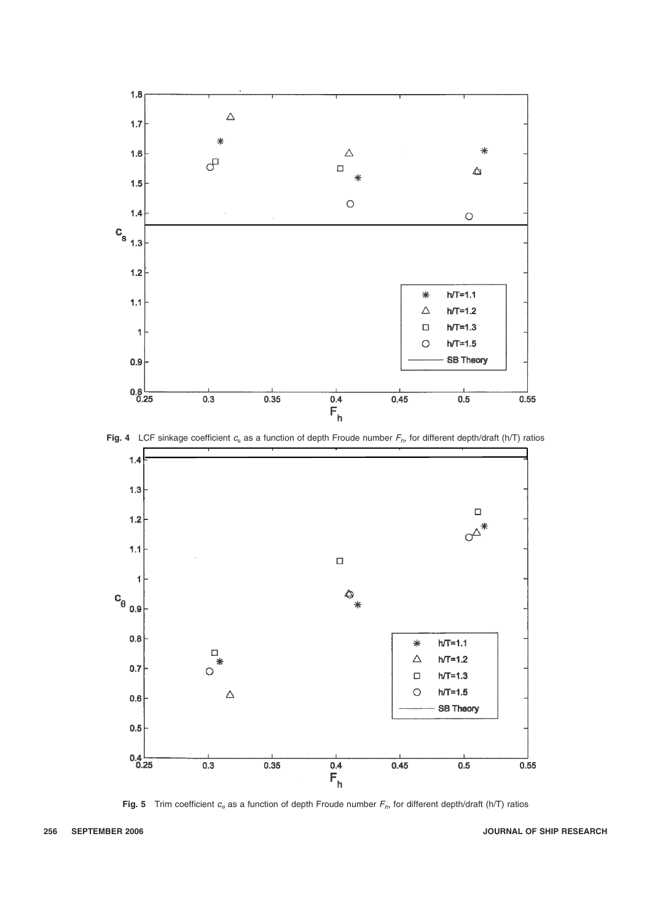**Fig. 4** LCF sinkage coefficient $c_s$ as a function of depth Froude number $F_h$, for different depth/draft (h/T) ratios

**Fig. 5** Trim coefficient $c_\theta$ as a function of depth Froude number $F_h$, for different depth/draft (h/T) ratios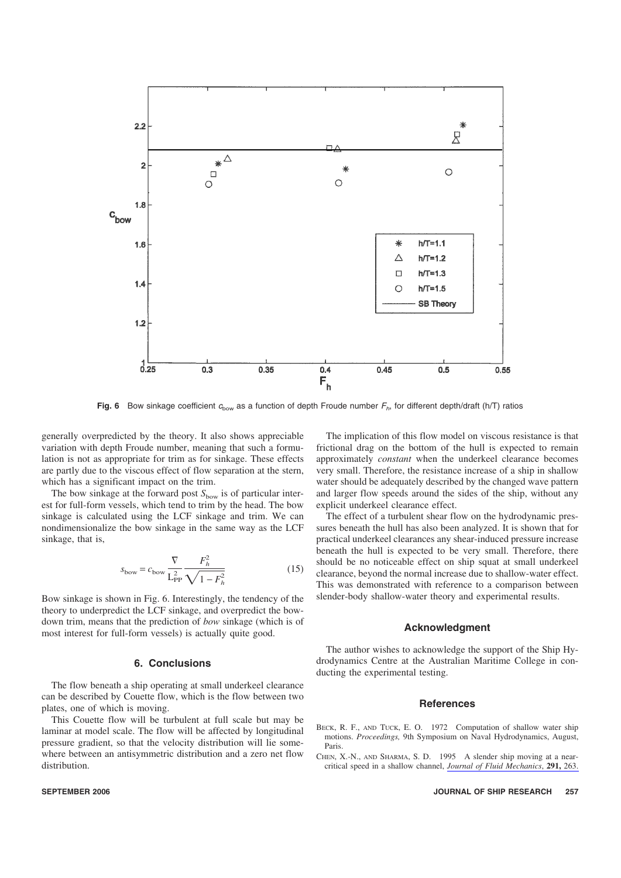Fig. 6 Bow sinkage coefficient $c_{\text{bow}}$ as a function of depth Froude number $F_h$, for different depth/draft (h/T) ratios

generally overpredicted by the theory. It also shows appreciable variation with depth Froude number, meaning that such a formulation is not as appropriate for trim as for sinkage. These effects are partly due to the viscous effect of flow separation at the stern, which has a significant impact on the trim.

The bow sinkage at the forward post $S_{\text{bow}}$ is of particular interest for full-form vessels, which tend to trim by the head. The bow sinkage is calculated using the LCF sinkage and trim. We can nondimensionalize the bow sinkage in the same way as the LCF sinkage, that is,

$$s_{\text{bow}} = c_{\text{bow}} \frac{\nabla}{L_{\text{PP}}^2} \frac{F_h^2}{\sqrt{1 - F_h^2}} \tag{15}$$

Bow sinkage is shown in Fig. 6. Interestingly, the tendency of the theory to underpredict the LCF sinkage, and overpredict the bow-down trim, means that the prediction of *bow* sinkage (which is of most interest for full-form vessels) is actually quite good.

## 6. Conclusions

The flow beneath a ship operating at small underkeel clearance can be described by Couette flow, which is the flow between two plates, one of which is moving.

This Couette flow will be turbulent at full scale but may be laminar at model scale. The flow will be affected by longitudinal pressure gradient, so that the velocity distribution will lie somewhere between an antisymmetric distribution and a zero net flow distribution.

The implication of this flow model on viscous resistance is that frictional drag on the bottom of the hull is expected to remain approximately *constant* when the underkeel clearance becomes very small. Therefore, the resistance increase of a ship in shallow water should be adequately described by the changed wave pattern and larger flow speeds around the sides of the ship, without any explicit underkeel clearance effect.

The effect of a turbulent shear flow on the hydrodynamic pressures beneath the hull has also been analyzed. It is shown that for practical underkeel clearances any shear-induced pressure increase beneath the hull is expected to be very small. Therefore, there should be no noticeable effect on ship squat at small underkeel clearance, beyond the normal increase due to shallow-water effect. This was demonstrated with reference to a comparison between slender-body shallow-water theory and experimental results.

## Acknowledgment

The author wishes to acknowledge the support of the Ship Hydrodynamics Centre at the Australian Maritime College in conducting the experimental testing.

## References

BECK, R. F., AND TUCK, E. O. 1972 Computation of shallow water ship motions. *Proceedings,* 9th Symposium on Naval Hydrodynamics, August, Paris.

CHEN, X.-N., AND SHARMA, S. D. 1995 A slender ship moving at a near-critical speed in a shallow channel, *Journal of Fluid Mechanics*, **291,** 263.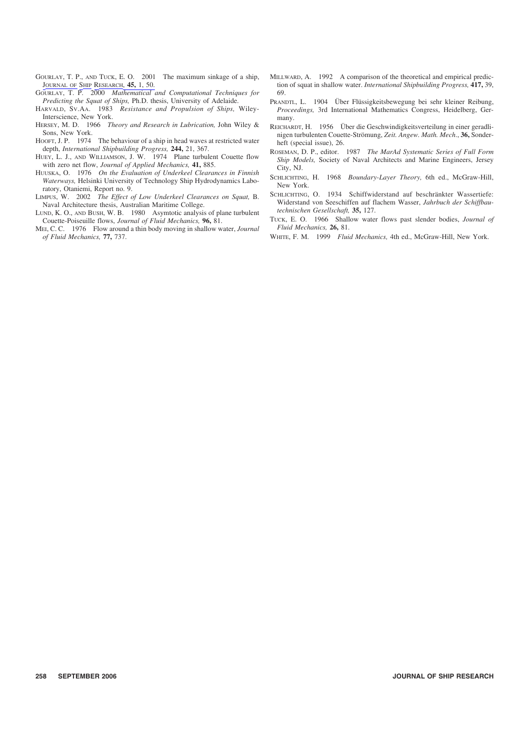GOURLAY, T. P., AND TUCK, E. O. 2001 The maximum sinkage of a ship, JOURNAL OF SHIP RESEARCH, **45,** 1, 50.

GOURLAY, T. P. 2000 *Mathematical and Computational Techniques for Predicting the Squat of Ships,* Ph.D. thesis, University of Adelaide.

HARVALD, SV.AA. 1983 *Resistance and Propulsion of Ships,* Wiley-Interscience, New York.

HERSEY, M. D. 1966 *Theory and Research in Lubrication,* John Wiley & Sons, New York.

HOOFT, J. P. 1974 The behaviour of a ship in head waves at restricted water depth, *International Shipbuilding Progress,* **244,** 21, 367.

HUEY, L. J., AND WILLIAMSON, J. W. 1974 Plane turbulent Couette flow with zero net flow, *Journal of Applied Mechanics,* **41,** 885.

HUUSKA, O. 1976 *On the Evaluation of Underkeel Clearances in Finnish Waterways,* Helsinki University of Technology Ship Hydrodynamics Laboratory, Otaniemi, Report no. 9.

LIMPUS, W. 2002 *The Effect of Low Underkeel Clearances on Squat,* B. Naval Architecture thesis, Australian Maritime College.

LUND, K. O., AND BUSH, W. B. 1980 Asymtotic analysis of plane turbulent Couette-Poiseuille flows, *Journal of Fluid Mechanics,* **96,** 81.

MEI, C. C. 1976 Flow around a thin body moving in shallow water, *Journal of Fluid Mechanics,* **77,** 737.

MILLWARD, A. 1992 A comparison of the theoretical and empirical prediction of squat in shallow water. *International Shipbuilding Progress,* **417,** 39, 69.

PRANDTL, L. 1904 Über Flüssigkeitsbewegung bei sehr kleiner Reibung, *Proceedings,* 3rd International Mathematics Congress, Heidelberg, Germany.

REICHARDT, H. 1956 Über die Geschwindigkeitsverteilung in einer geradlinigen turbulenten Couette-Strömung, *Zeit. Angew. Math. Mech.*, **36,** Sonderheft (special issue), 26.

ROSEMAN, D. P., editor. 1987 *The MarAd Systematic Series of Full Form Ship Models,* Society of Naval Architects and Marine Engineers, Jersey City, NJ.

SCHLICHTING, H. 1968 *Boundary-Layer Theory,* 6th ed., McGraw-Hill, New York.

SCHLICHTING, O. 1934 Schiffwiderstand auf beschränkter Wassertiefe: Widerstand von Seeschiffen auf flachem Wasser, *Jahrbuch der Schiffbautechnischen Gesellschaft,* **35,** 127.

TUCK, E. O. 1966 Shallow water flows past slender bodies, *Journal of Fluid Mechanics,* **26,** 81.

WHITE, F. M. 1999 *Fluid Mechanics,* 4th ed., McGraw-Hill, New York.